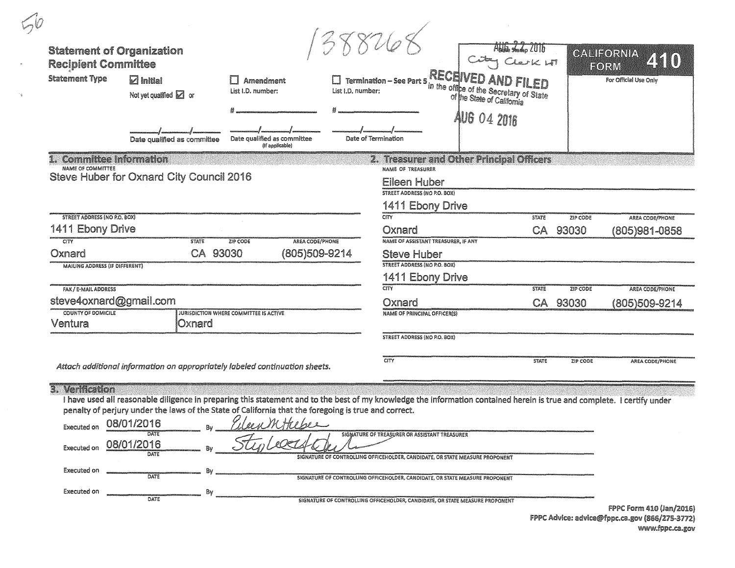56

1388268

# Statement of Organization Recipient Committee

**CALIFORNIA FORM 410**

For Official Use Only

AUG 22 2016 City Clerk HT

RECEIVED AND FILED in the office of the Secretary of State of the State of California

AUG 04 2016

**Statement Type**

- ☑ **Initial** — Not yet qualified ☑ or ____/____/____ Date qualified as committee
- ☐ **Amendment** — List I.D. number: # ________ — ____/____/____ Date qualified as committee (If applicable)
- ☐ **Termination – See Part 5** — List I.D. number: # ________ — ____/____/____ Date of Termination

## 1. Committee Information

**NAME OF COMMITTEE**
Steve Huber for Oxnard City Council 2016

**STREET ADDRESS (NO P.O. BOX)**
1411 Ebony Drive

| CITY | STATE | ZIP CODE | AREA CODE/PHONE |
|---|---|---|---|
| Oxnard | CA | 93030 | (805)509-9214 |

**MAILING ADDRESS (IF DIFFERENT)**

**FAX / E-MAIL ADDRESS**
steve4oxnard@gmail.com

| COUNTY OF DOMICILE | JURISDICTION WHERE COMMITTEE IS ACTIVE |
|---|---|
| Ventura | Oxnard |

*Attach additional information on appropriately labeled continuation sheets.*

## 2. Treasurer and Other Principal Officers

**NAME OF TREASURER**
Eileen Huber

**STREET ADDRESS (NO P.O. BOX)**
1411 Ebony Drive

| CITY | STATE | ZIP CODE | AREA CODE/PHONE |
|---|---|---|---|
| Oxnard | CA | 93030 | (805)981-0858 |

**NAME OF ASSISTANT TREASURER, IF ANY**
Steve Huber

**STREET ADDRESS (NO P.O. BOX)**
1411 Ebony Drive

| CITY | STATE | ZIP CODE | AREA CODE/PHONE |
|---|---|---|---|
| Oxnard | CA | 93030 | (805)509-9214 |

**NAME OF PRINCIPAL OFFICER(S)**

**STREET ADDRESS (NO P.O. BOX)**

| CITY | STATE | ZIP CODE | AREA CODE/PHONE |
|---|---|---|---|
| | | | |

## 3. Verification

I have used all reasonable diligence in preparing this statement and to the best of my knowledge the information contained herein is true and complete. I certify under penalty of perjury under the laws of the State of California that the foregoing is true and correct.

Executed on 08/01/2016 (DATE) By *Eileen M Huber* (SIGNATURE OF TREASURER OR ASSISTANT TREASURER)

Executed on 08/01/2016 (DATE) By *Stephen Huber* (SIGNATURE OF CONTROLLING OFFICEHOLDER, CANDIDATE, OR STATE MEASURE PROPONENT)

Executed on ________ (DATE) By ________ (SIGNATURE OF CONTROLLING OFFICEHOLDER, CANDIDATE, OR STATE MEASURE PROPONENT)

Executed on ________ (DATE) By ________ (SIGNATURE OF CONTROLLING OFFICEHOLDER, CANDIDATE, OR STATE MEASURE PROPONENT)

FPPC Form 410 (Jan/2016)
FPPC Advice: advice@fppc.ca.gov (866/275-3772)
www.fppc.ca.gov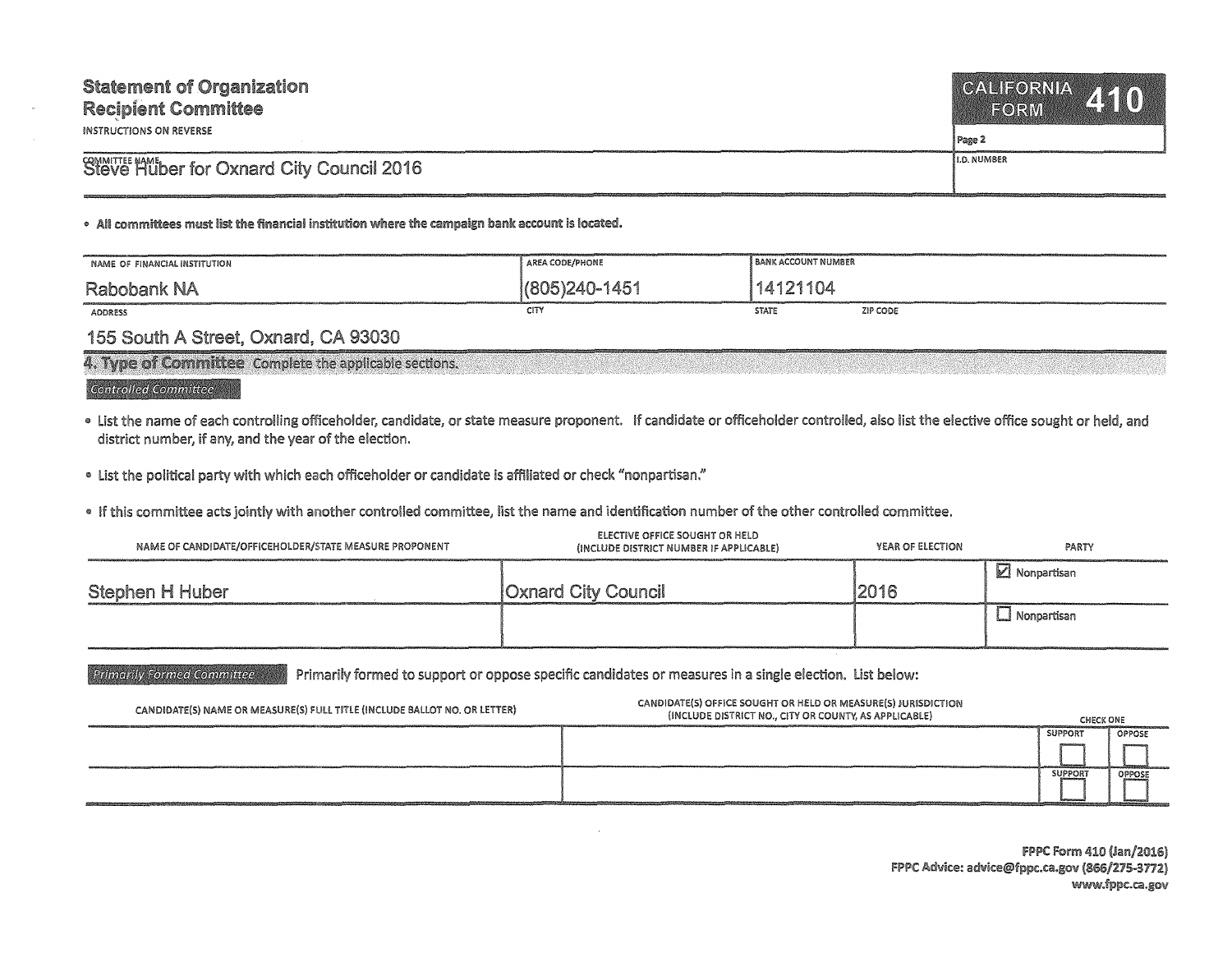# Statement of Organization
## Recipient Committee

INSTRUCTIONS ON REVERSE

**CALIFORNIA FORM 410**

Page 2

| COMMITTEE NAME | I.D. NUMBER |
| --- | --- |
| Steve Huber for Oxnard City Council 2016 | |

- **All committees must list the financial institution where the campaign bank account is located.**

| NAME OF FINANCIAL INSTITUTION | AREA CODE/PHONE | BANK ACCOUNT NUMBER | |
| --- | --- | --- | --- |
| Rabobank NA | (805)240-1451 | 14121104 | |
| **ADDRESS** | **CITY** | **STATE** | **ZIP CODE** |
| 155 South A Street, Oxnard, CA 93030 | | | |

## 4. Type of Committee

Complete the applicable sections.

### Controlled Committee

- List the name of each controlling officeholder, candidate, or state measure proponent. If candidate or officeholder controlled, also list the elective office sought or held, and district number, if any, and the year of the election.
- List the political party with which each officeholder or candidate is affiliated or check "nonpartisan."
- If this committee acts jointly with another controlled committee, list the name and identification number of the other controlled committee.

| NAME OF CANDIDATE/OFFICEHOLDER/STATE MEASURE PROPONENT | ELECTIVE OFFICE SOUGHT OR HELD (INCLUDE DISTRICT NUMBER IF APPLICABLE) | YEAR OF ELECTION | PARTY |
| --- | --- | --- | --- |
| Stephen H Huber | Oxnard City Council | 2016 | ☑ Nonpartisan |
| | | | ☐ Nonpartisan |

### Primarily Formed Committee

Primarily formed to support or oppose specific candidates or measures in a single election. List below:

| CANDIDATE(S) NAME OR MEASURE(S) FULL TITLE (INCLUDE BALLOT NO. OR LETTER) | CANDIDATE(S) OFFICE SOUGHT OR HELD OR MEASURE(S) JURISDICTION (INCLUDE DISTRICT NO., CITY OR COUNTY, AS APPLICABLE) | CHECK ONE: SUPPORT | OPPOSE |
| --- | --- | --- | --- |
| | | ☐ | ☐ |
| | | ☐ | ☐ |

FPPC Form 410 (Jan/2016)
FPPC Advice: advice@fppc.ca.gov (866/275-3772)
www.fppc.ca.gov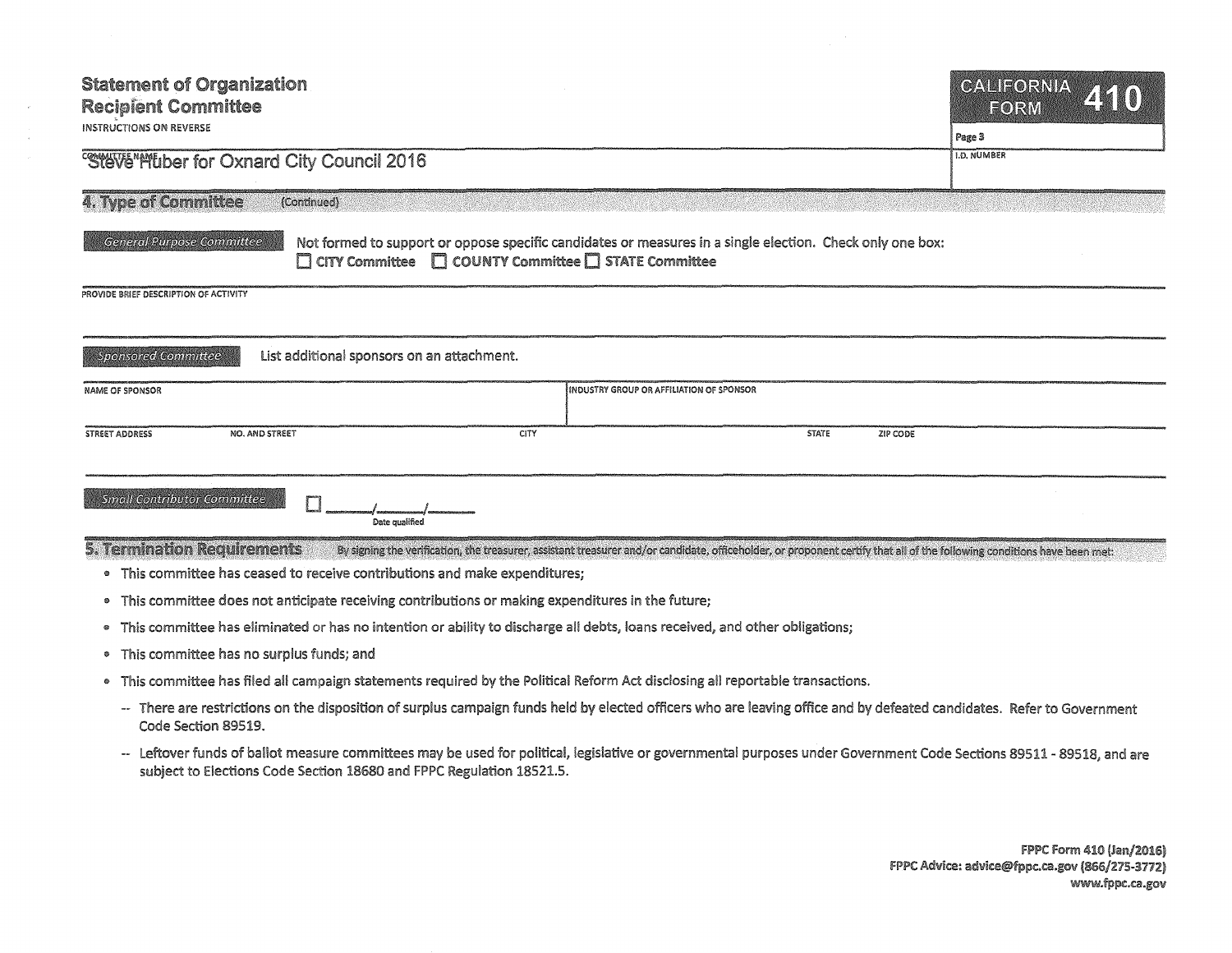# Statement of Organization Recipient Committee

INSTRUCTIONS ON REVERSE

**CALIFORNIA FORM 410**

Page 3

COMMITTEE NAME: Steve Huber for Oxnard City Council 2016

I.D. NUMBER:

## 4. Type of Committee (Continued)

**General Purpose Committee** — Not formed to support or oppose specific candidates or measures in a single election. Check only one box:

☐ CITY Committee ☐ COUNTY Committee ☐ STATE Committee

PROVIDE BRIEF DESCRIPTION OF ACTIVITY

**Sponsored Committee** — List additional sponsors on an attachment.

| NAME OF SPONSOR | | | INDUSTRY GROUP OR AFFILIATION OF SPONSOR | |
|---|---|---|---|---|
| STREET ADDRESS NO. AND STREET | CITY | | STATE | ZIP CODE |

**Small Contributor Committee** ☐ ____/____/____ Date qualified

## 5. Termination Requirements

By signing the verification, the treasurer, assistant treasurer and/or candidate, officeholder, or proponent certify that all of the following conditions have been met:

- This committee has ceased to receive contributions and make expenditures;
- This committee does not anticipate receiving contributions or making expenditures in the future;
- This committee has eliminated or has no intention or ability to discharge all debts, loans received, and other obligations;
- This committee has no surplus funds; and
- This committee has filed all campaign statements required by the Political Reform Act disclosing all reportable transactions.
  - -- There are restrictions on the disposition of surplus campaign funds held by elected officers who are leaving office and by defeated candidates. Refer to Government Code Section 89519.
  - -- Leftover funds of ballot measure committees may be used for political, legislative or governmental purposes under Government Code Sections 89511 - 89518, and are subject to Elections Code Section 18680 and FPPC Regulation 18521.5.

FPPC Form 410 (Jan/2016)
FPPC Advice: advice@fppc.ca.gov (866/275-3772)
www.fppc.ca.gov